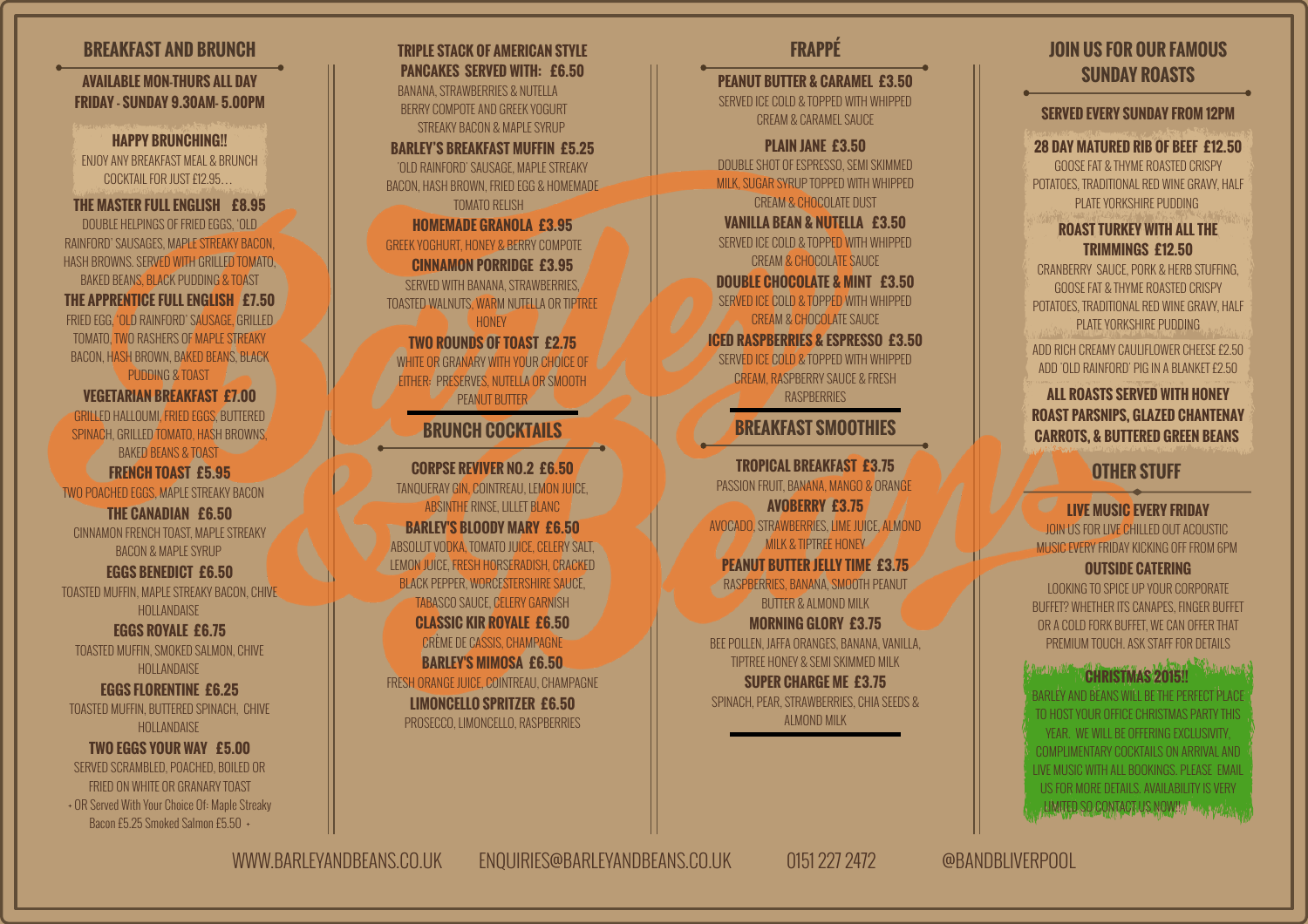## BREAKFAST AND BRUNCH

**AVAILABLE MON-THURS ALL DAY**
**FRIDAY - SUNDAY 9.30AM- 5.00PM**

**HAPPY BRUNCHING!!**
ENJOY ANY BREAKFAST MEAL & BRUNCH COCKTAIL FOR JUST £12.95…

**THE MASTER FULL ENGLISH £8.95**
DOUBLE HELPINGS OF FRIED EGGS, 'OLD RAINFORD' SAUSAGES, MAPLE STREAKY BACON, HASH BROWNS. SERVED WITH GRILLED TOMATO, BAKED BEANS, BLACK PUDDING & TOAST

**THE APPRENTICE FULL ENGLISH £7.50**
FRIED EGG, 'OLD RAINFORD' SAUSAGE, GRILLED TOMATO, TWO RASHERS OF MAPLE STREAKY BACON, HASH BROWN, BAKED BEANS, BLACK PUDDING & TOAST

**VEGETARIAN BREAKFAST £7.00**
GRILLED HALLOUMI, FRIED EGGS, BUTTERED SPINACH, GRILLED TOMATO, HASH BROWNS, BAKED BEANS & TOAST

**FRENCH TOAST £5.95**
TWO POACHED EGGS, MAPLE STREAKY BACON

**THE CANADIAN £6.50**
CINNAMON FRENCH TOAST, MAPLE STREAKY BACON & MAPLE SYRUP

**EGGS BENEDICT £6.50**
TOASTED MUFFIN, MAPLE STREAKY BACON, CHIVE HOLLANDAISE

**EGGS ROYALE £6.75**
TOASTED MUFFIN, SMOKED SALMON, CHIVE HOLLANDAISE

**EGGS FLORENTINE £6.25**
TOASTED MUFFIN, BUTTERED SPINACH, CHIVE HOLLANDAISE

**TWO EGGS YOUR WAY £5.00**
SERVED SCRAMBLED, POACHED, BOILED OR FRIED ON WHITE OR GRANARY TOAST
+ OR Served With Your Choice Of: Maple Streaky Bacon £5.25 Smoked Salmon £5.50 +

**TRIPLE STACK OF AMERICAN STYLE PANCAKES SERVED WITH: £6.50**
BANANA, STRAWBERRIES & NUTELLA
BERRY COMPOTE AND GREEK YOGURT
STREAKY BACON & MAPLE SYRUP

**BARLEY'S BREAKFAST MUFFIN £5.25**
'OLD RAINFORD' SAUSAGE, MAPLE STREAKY BACON, HASH BROWN, FRIED EGG & HOMEMADE TOMATO RELISH

**HOMEMADE GRANOLA £3.95**
GREEK YOGHURT, HONEY & BERRY COMPOTE

**CINNAMON PORRIDGE £3.95**
SERVED WITH BANANA, STRAWBERRIES, TOASTED WALNUTS, WARM NUTELLA OR TIPTREE HONEY

**TWO ROUNDS OF TOAST £2.75**
WHITE OR GRANARY WITH YOUR CHOICE OF EITHER: PRESERVES, NUTELLA OR SMOOTH PEANUT BUTTER

## BRUNCH COCKTAILS

**CORPSE REVIVER NO.2 £6.50**
TANQUERAY GIN, COINTREAU, LEMON JUICE, ABSINTHE RINSE, LILLET BLANC

**BARLEY'S BLOODY MARY £6.50**
ABSOLUT VODKA, TOMATO JUICE, CELERY SALT, LEMON JUICE, FRESH HORSERADISH, CRACKED BLACK PEPPER, WORCESTERSHIRE SAUCE, TABASCO SAUCE, CELERY GARNISH

**CLASSIC KIR ROYALE £6.50**
CRÈME DE CASSIS, CHAMPAGNE

**BARLEY'S MIMOSA £6.50**
FRESH ORANGE JUICE, COINTREAU, CHAMPAGNE

**LIMONCELLO SPRITZER £6.50**
PROSECCO, LIMONCELLO, RASPBERRIES

## FRAPPÉ

**PEANUT BUTTER & CARAMEL £3.50**
SERVED ICE COLD & TOPPED WITH WHIPPED CREAM & CARAMEL SAUCE

**PLAIN JANE £3.50**
DOUBLE SHOT OF ESPRESSO, SEMI SKIMMED MILK, SUGAR SYRUP TOPPED WITH WHIPPED CREAM & CHOCOLATE DUST

**VANILLA BEAN & NUTELLA £3.50**
SERVED ICE COLD & TOPPED WITH WHIPPED CREAM & CHOCOLATE SAUCE

**DOUBLE CHOCOLATE & MINT £3.50**
SERVED ICE COLD & TOPPED WITH WHIPPED CREAM & CHOCOLATE SAUCE

**ICED RASPBERRIES & ESPRESSO £3.50**
SERVED ICE COLD & TOPPED WITH WHIPPED CREAM, RASPBERRY SAUCE & FRESH RASPBERRIES

## BREAKFAST SMOOTHIES

**TROPICAL BREAKFAST £3.75**
PASSION FRUIT, BANANA, MANGO & ORANGE

**AVOBERRY £3.75**
AVOCADO, STRAWBERRIES, LIME JUICE, ALMOND MILK & TIPTREE HONEY

**PEANUT BUTTER JELLY TIME £3.75**
RASPBERRIES, BANANA, SMOOTH PEANUT BUTTER & ALMOND MILK

**MORNING GLORY £3.75**
BEE POLLEN, JAFFA ORANGES, BANANA, VANILLA, TIPTREE HONEY & SEMI SKIMMED MILK

**SUPER CHARGE ME £3.75**
SPINACH, PEAR, STRAWBERRIES, CHIA SEEDS & ALMOND MILK

## JOIN US FOR OUR FAMOUS SUNDAY ROASTS

**SERVED EVERY SUNDAY FROM 12PM**

**28 DAY MATURED RIB OF BEEF £12.50**
GOOSE FAT & THYME ROASTED CRISPY POTATOES, TRADITIONAL RED WINE GRAVY, HALF PLATE YORKSHIRE PUDDING

**ROAST TURKEY WITH ALL THE TRIMMINGS £12.50**
CRANBERRY SAUCE, PORK & HERB STUFFING, GOOSE FAT & THYME ROASTED CRISPY POTATOES, TRADITIONAL RED WINE GRAVY, HALF PLATE YORKSHIRE PUDDING

ADD RICH CREAMY CAULIFLOWER CHEESE £2.50
ADD 'OLD RAINFORD' PIG IN A BLANKET £2.50

**ALL ROASTS SERVED WITH HONEY ROAST PARSNIPS, GLAZED CHANTENAY CARROTS, & BUTTERED GREEN BEANS**

## OTHER STUFF

**LIVE MUSIC EVERY FRIDAY**
JOIN US FOR LIVE CHILLED OUT ACOUSTIC MUSIC EVERY FRIDAY KICKING OFF FROM 6PM

**OUTSIDE CATERING**
LOOKING TO SPICE UP YOUR CORPORATE BUFFET? WHETHER ITS CANAPES, FINGER BUFFET OR A COLD FORK BUFFET, WE CAN OFFER THAT PREMIUM TOUCH. ASK STAFF FOR DETAILS

**CHRISTMAS 2015!!**
BARLEY AND BEANS WILL BE THE PERFECT PLACE TO HOST YOUR OFFICE CHRISTMAS PARTY THIS YEAR. WE WILL BE OFFERING EXCLUSIVITY, COMPLIMENTARY COCKTAILS ON ARRIVAL AND LIVE MUSIC WITH ALL BOOKINGS. PLEASE EMAIL US FOR MORE DETAILS. AVAILABILITY IS VERY LIMITED SO CONTACT US NOW!!

WWW.BARLEYANDBEANS.CO.UK ENQUIRIES@BARLEYANDBEANS.CO.UK 0151 227 2472 @BANDBLIVERPOOL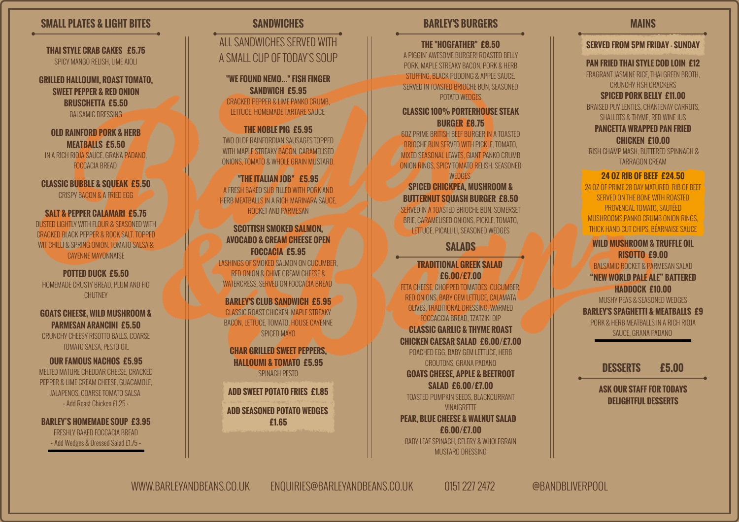## SMALL PLATES & LIGHT BITES

**THAI STYLE CRAB CAKES £5.75**
SPICY MANGO RELISH, LIME AIOLI

**GRILLED HALLOUMI, ROAST TOMATO, SWEET PEPPER & RED ONION BRUSCHETTA £5.50**
BALSAMIC DRESSING

**OLD RAINFORD PORK & HERB MEATBALLS £5.50**
IN A RICH RIOJA SAUCE, GRANA PADANO, FOCCACIA BREAD

**CLASSIC BUBBLE & SQUEAK £5.50**
CRISPY BACON & A FRIED EGG

**SALT & PEPPER CALAMARI £5.75**
DUSTED LIGHTLY WITH FLOUR & SEASONED WITH CRACKED BLACK PEPPER & ROCK SALT. TOPPED WIT CHILLI & SPRING ONION. TOMATO SALSA & CAYENNE MAYONNAISE

**POTTED DUCK £5.50**
HOMEMADE CRUSTY BREAD, PLUM AND FIG CHUTNEY

**GOATS CHEESE, WILD MUSHROOM & PARMESAN ARANCINI £5.50**
CRUNCHY CHEESY RISOTTO BALLS, COARSE TOMATO SALSA, PESTO OIL

**OUR FAMOUS NACHOS £5.95**
MELTED MATURE CHEDDAR CHEESE, CRACKED PEPPER & LIME CREAM CHEESE, GUACAMOLE, JALAPENOS, COARSE TOMATO SALSA
+ Add Roast Chicken £1.25 +

**BARLEY'S HOMEMADE SOUP £3.95**
FRESHLY BAKED FOCCACIA BREAD
+ Add Wedges & Dressed Salad £1.75 +

## SANDWICHES

ALL SANDWICHES SERVED WITH A SMALL CUP OF TODAY'S SOUP

**"WE FOUND NEMO..." FISH FINGER SANDWICH £5.95**
CRACKED PEPPER & LIME PANKO CRUMB, LETTUCE, HOMEMADE TARTARE SAUCE

**THE NOBLE PIG £5.95**
TWO OLDE RAINFORDIAN SAUSAGES TOPPED WITH MAPLE STREAKY BACON, CARAMELISED ONIONS, TOMATO & WHOLE GRAIN MUSTARD.

**"THE ITALIAN JOB" £5.95**
A FRESH BAKED SUB FILLED WITH PORK AND HERB MEATBALLS IN A RICH MARINARA SAUCE, ROCKET AND PARMESAN

**SCOTTISH SMOKED SALMON, AVOCADO & CREAM CHEESE OPEN FOCCACIA £5.95**
LASHINGS OF SMOKED SALMON ON CUCUMBER, RED ONION & CHIVE CREAM CHEESE & WATERCRESS, SERVED ON FOCCACIA BREAD

**BARLEY'S CLUB SANDWICH £5.95**
CLASSIC ROAST CHICKEN, MAPLE STREAKY BACON, LETTUCE, TOMATO, HOUSE CAYENNE SPICED MAYO

**CHAR GRILLED SWEET PEPPERS, HALLOUMI & TOMATO £5.95**
SPINACH PESTO

**ADD SWEET POTATO FRIES £1.85**

**ADD SEASONED POTATO WEDGES £1.65**

## BARLEY'S BURGERS

**THE "HOGFATHER" £8.50**
A PIGGIN' AWESOME BURGER! ROASTED BELLY PORK, MAPLE STREAKY BACON, PORK & HERB STUFFING, BLACK PUDDING & APPLE SAUCE. SERVED IN TOASTED BRIOCHE BUN, SEASONED POTATO WEDGES

**CLASSIC 100% PORTERHOUSE STEAK BURGER £8.75**
6OZ PRIME BRITISH BEEF BURGER IN A TOASTED BRIOCHE BUN SERVED WITH PICKLE, TOMATO, MIXED SEASONAL LEAVES, GIANT PANKO CRUMB ONION RINGS, SPICY TOMATO RELISH, SEASONED WEDGES

**SPICED CHICKPEA, MUSHROOM & BUTTERNUT SQUASH BURGER £8.50**
SERVED IN A TOASTED BRIOCHE BUN, SOMERSET BRIE, CARAMELISED ONIONS, PICKLE, TOMATO, LETTUCE, PICALLILI, SEASONED WEDGES

## SALADS

**TRADITIONAL GREEK SALAD £6.00/£7.00**
FETA CHEESE, CHOPPED TOMATOES, CUCUMBER, RED ONIONS, BABY GEM LETTUCE, CALAMATA OLIVES, TRADITIONAL DRESSING, WARMED FOCCACCIA BREAD, TZATZIKI DIP

**CLASSIC GARLIC & THYME ROAST CHICKEN CAESAR SALAD £6.00/£7.00**
POACHED EGG, BABY GEM LETTUCE, HERB CROUTONS, GRANA PADANO

**GOATS CHEESE, APPLE & BEETROOT SALAD £6.00/£7.00**
TOASTED PUMPKIN SEEDS, BLACKCURRANT VINAIGRETTE

**PEAR, BLUE CHEESE & WALNUT SALAD £6.00/£7.00**
BABY LEAF SPINACH, CELERY & WHOLEGRAIN MUSTARD DRESSING

## MAINS

**SERVED FROM 5PM FRIDAY - SUNDAY**

**PAN FRIED THAI STYLE COD LOIN £12**
FRAGRANT JASMINE RICE, THAI GREEN BROTH, CRUNCHY FISH CRACKERS

**SPICED PORK BELLY £11.00**
BRAISED PUY LENTILS, CHANTENAY CARROTS, SHALLOTS & THYME, RED WINE JUS

**PANCETTA WRAPPED PAN FRIED CHICKEN £10.00**
IRISH CHAMP MASH, BUTTERED SPINNACH & TARRAGON CREAM

**24 OZ RIB OF BEEF £24.50**
24 OZ OF PRIME 28 DAY MATURED RIB OF BEEF SERVED ON THE BONE WITH ROASTED PROVENCAL TOMATO, SAUTÉED MUSHROOMS,PANKO CRUMB ONION RINGS, THICK HAND CUT CHIPS, BÉARNAISE SAUCE

**WILD MUSHROOM & TRUFFLE OIL RISOTTO £9.00**
BALSAMIC ROCKET & PARMESAN SALAD

**"NEW WORLD PALE ALE" BATTERED HADDOCK £10.00**
MUSHY PEAS & SEASONED WEDGES

**BARLEY'S SPAGHETTI & MEATBALLS £9**
PORK & HERB MEATBALLS IN A RICH RIOJA SAUCE, GRANA PADANO

## DESSERTS £5.00

**ASK OUR STAFF FOR TODAYS DELIGHTFUL DESSERTS**

WWW.BARLEYANDBEANS.CO.UK ENQUIRIES@BARLEYANDBEANS.CO.UK 0151 227 2472 @BANDBLIVERPOOL